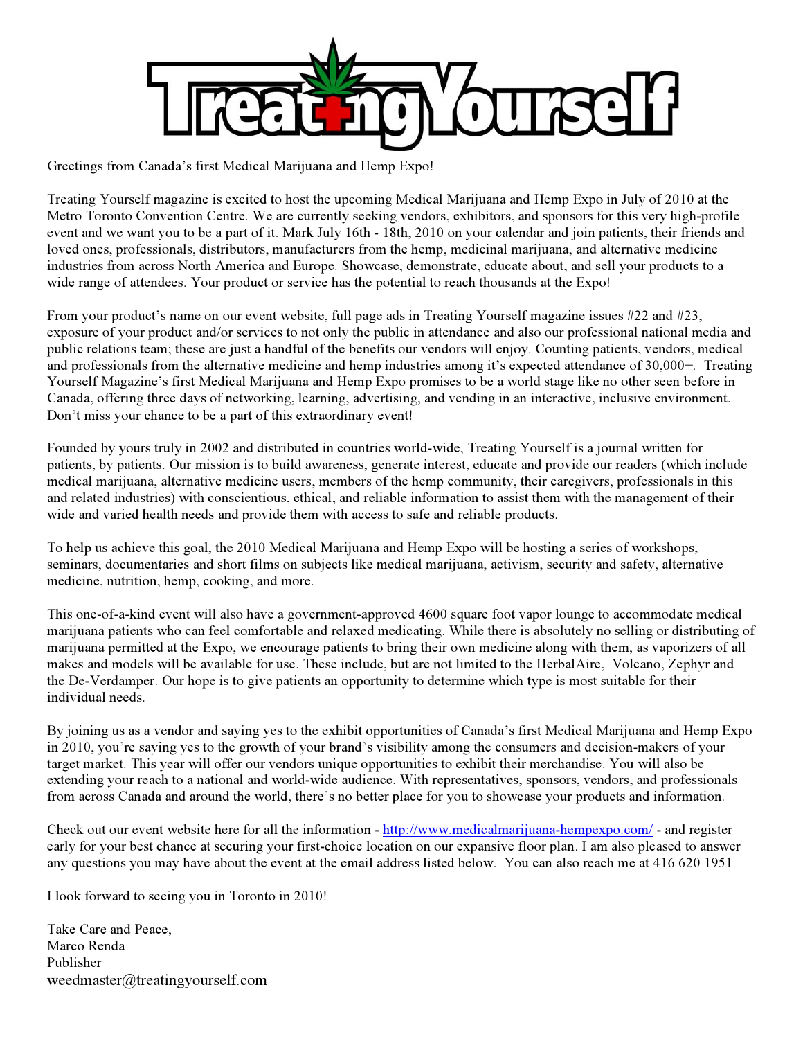# TreatingYourself

Greetings from Canada's first Medical Marijuana and Hemp Expo!

Treating Yourself magazine is excited to host the upcoming Medical Marijuana and Hemp Expo in July of 2010 at the Metro Toronto Convention Centre. We are currently seeking vendors, exhibitors, and sponsors for this very high-profile event and we want you to be a part of it. Mark July 16th - 18th, 2010 on your calendar and join patients, their friends and loved ones, professionals, distributors, manufacturers from the hemp, medicinal marijuana, and alternative medicine industries from across North America and Europe. Showcase, demonstrate, educate about, and sell your products to a wide range of attendees. Your product or service has the potential to reach thousands at the Expo!

From your product's name on our event website, full page ads in Treating Yourself magazine issues #22 and #23, exposure of your product and/or services to not only the public in attendance and also our professional national media and public relations team; these are just a handful of the benefits our vendors will enjoy. Counting patients, vendors, medical and professionals from the alternative medicine and hemp industries among it's expected attendance of 30,000+. Treating Yourself Magazine's first Medical Marijuana and Hemp Expo promises to be a world stage like no other seen before in Canada, offering three days of networking, learning, advertising, and vending in an interactive, inclusive environment. Don't miss your chance to be a part of this extraordinary event!

Founded by yours truly in 2002 and distributed in countries world-wide, Treating Yourself is a journal written for patients, by patients. Our mission is to build awareness, generate interest, educate and provide our readers (which include medical marijuana, alternative medicine users, members of the hemp community, their caregivers, professionals in this and related industries) with conscientious, ethical, and reliable information to assist them with the management of their wide and varied health needs and provide them with access to safe and reliable products.

To help us achieve this goal, the 2010 Medical Marijuana and Hemp Expo will be hosting a series of workshops, seminars, documentaries and short films on subjects like medical marijuana, activism, security and safety, alternative medicine, nutrition, hemp, cooking, and more.

This one-of-a-kind event will also have a government-approved 4600 square foot vapor lounge to accommodate medical marijuana patients who can feel comfortable and relaxed medicating. While there is absolutely no selling or distributing of marijuana permitted at the Expo, we encourage patients to bring their own medicine along with them, as vaporizers of all makes and models will be available for use. These include, but are not limited to the HerbalAire, Volcano, Zephyr and the De-Verdamper. Our hope is to give patients an opportunity to determine which type is most suitable for their individual needs.

By joining us as a vendor and saying yes to the exhibit opportunities of Canada's first Medical Marijuana and Hemp Expo in 2010, you're saying yes to the growth of your brand's visibility among the consumers and decision-makers of your target market. This year will offer our vendors unique opportunities to exhibit their merchandise. You will also be extending your reach to a national and world-wide audience. With representatives, sponsors, vendors, and professionals from across Canada and around the world, there's no better place for you to showcase your products and information.

Check out our event website here for all the information - http://www.medicalmarijuana-hempexpo.com/ - and register early for your best chance at securing your first-choice location on our expansive floor plan. I am also pleased to answer any questions you may have about the event at the email address listed below. You can also reach me at 416 620 1951

I look forward to seeing you in Toronto in 2010!

Take Care and Peace,
Marco Renda
Publisher
weedmaster@treatingyourself.com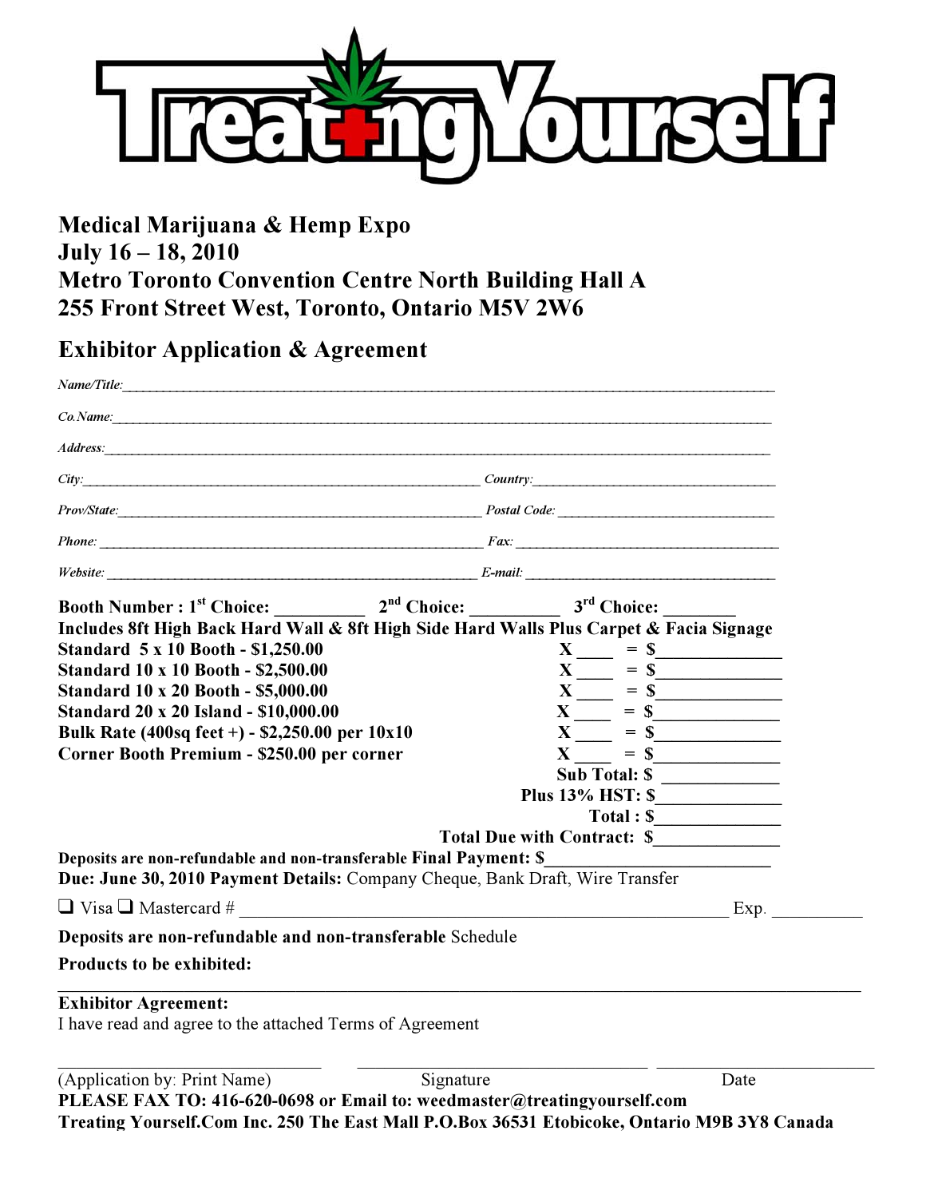# Treating Yourself

## Medical Marijuana & Hemp Expo
## July 16 – 18, 2010
## Metro Toronto Convention Centre North Building Hall A
## 255 Front Street West, Toronto, Ontario M5V 2W6

## Exhibitor Application & Agreement

*Name/Title:*_______________________________________________

*Co.Name:*_______________________________________________

*Address:*_______________________________________________

*City:*_______________________ *Country:*_______________________

*Prov/State:*_______________________ *Postal Code:* _______________________

*Phone:* _______________________ *Fax:* _______________________

*Website:* _______________________ *E-mail:* _______________________

**Booth Number : 1st Choice: __________ 2nd Choice: __________ 3rd Choice: ________**

**Includes 8ft High Back Hard Wall & 8ft High Side Hard Walls Plus Carpet & Facia Signage**

| | | |
|---|---|---|
| **Standard 5 x 10 Booth - $1,250.00** | **X ____** | **= $_____________** |
| **Standard 10 x 10 Booth - $2,500.00** | **X ____** | **= $_____________** |
| **Standard 10 x 20 Booth - $5,000.00** | **X ____** | **= $_____________** |
| **Standard 20 x 20 Island - $10,000.00** | **X ____** | **= $_____________** |
| **Bulk Rate (400sq feet +) - $2,250.00 per 10x10** | **X ____** | **= $_____________** |
| **Corner Booth Premium - $250.00 per corner** | **X ____** | **= $_____________** |

**Sub Total: $ _____________**

**Plus 13% HST: $_____________**

**Total : $_____________**

**Total Due with Contract: $_____________**

**Deposits are non-refundable and non-transferable Final Payment: $_______________________**

**Due: June 30, 2010 Payment Details:** Company Cheque, Bank Draft, Wire Transfer

❑ Visa ❑ Mastercard # _______________________________________ Exp. __________

**Deposits are non-refundable and non-transferable** Schedule

**Products to be exhibited:**

_______________________________________________

**Exhibitor Agreement:**

I have read and agree to the attached Terms of Agreement

_______________________ _______________________ _______________________

(Application by: Print Name) Signature Date

**PLEASE FAX TO: 416-620-0698 or Email to: weedmaster@treatingyourself.com**

**Treating Yourself.Com Inc. 250 The East Mall P.O.Box 36531 Etobicoke, Ontario M9B 3Y8 Canada**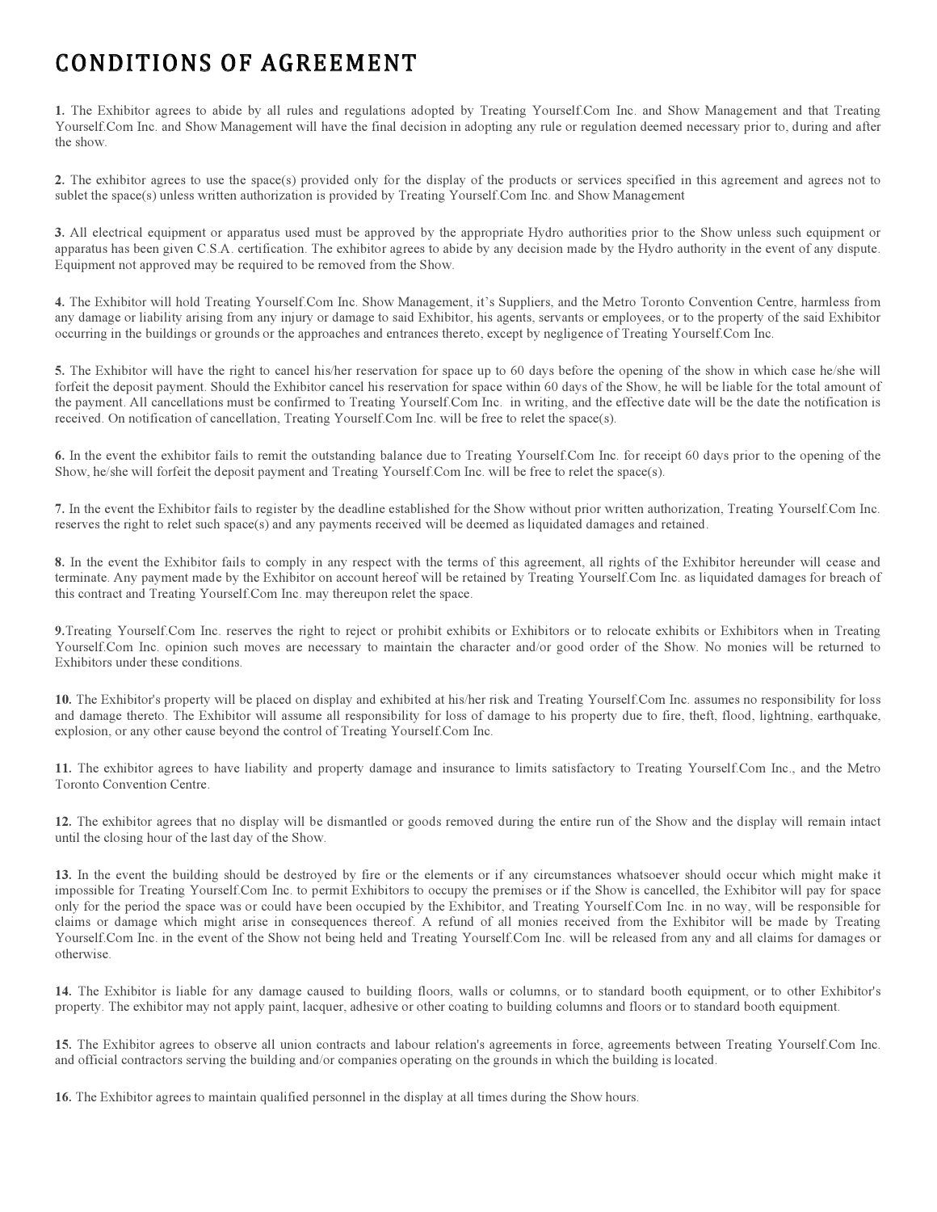# CONDITIONS OF AGREEMENT

**1.** The Exhibitor agrees to abide by all rules and regulations adopted by Treating Yourself.Com Inc. and Show Management and that Treating Yourself.Com Inc. and Show Management will have the final decision in adopting any rule or regulation deemed necessary prior to, during and after the show.

**2.** The exhibitor agrees to use the space(s) provided only for the display of the products or services specified in this agreement and agrees not to sublet the space(s) unless written authorization is provided by Treating Yourself.Com Inc. and Show Management

**3.** All electrical equipment or apparatus used must be approved by the appropriate Hydro authorities prior to the Show unless such equipment or apparatus has been given C.S.A. certification. The exhibitor agrees to abide by any decision made by the Hydro authority in the event of any dispute. Equipment not approved may be required to be removed from the Show.

**4.** The Exhibitor will hold Treating Yourself.Com Inc. Show Management, it's Suppliers, and the Metro Toronto Convention Centre, harmless from any damage or liability arising from any injury or damage to said Exhibitor, his agents, servants or employees, or to the property of the said Exhibitor occurring in the buildings or grounds or the approaches and entrances thereto, except by negligence of Treating Yourself.Com Inc.

**5.** The Exhibitor will have the right to cancel his/her reservation for space up to 60 days before the opening of the show in which case he/she will forfeit the deposit payment. Should the Exhibitor cancel his reservation for space within 60 days of the Show, he will be liable for the total amount of the payment. All cancellations must be confirmed to Treating Yourself.Com Inc. in writing, and the effective date will be the date the notification is received. On notification of cancellation, Treating Yourself.Com Inc. will be free to relet the space(s).

**6.** In the event the exhibitor fails to remit the outstanding balance due to Treating Yourself.Com Inc. for receipt 60 days prior to the opening of the Show, he/she will forfeit the deposit payment and Treating Yourself.Com Inc. will be free to relet the space(s).

**7.** In the event the Exhibitor fails to register by the deadline established for the Show without prior written authorization, Treating Yourself.Com Inc. reserves the right to relet such space(s) and any payments received will be deemed as liquidated damages and retained.

**8.** In the event the Exhibitor fails to comply in any respect with the terms of this agreement, all rights of the Exhibitor hereunder will cease and terminate. Any payment made by the Exhibitor on account hereof will be retained by Treating Yourself.Com Inc. as liquidated damages for breach of this contract and Treating Yourself.Com Inc. may thereupon relet the space.

**9.**Treating Yourself.Com Inc. reserves the right to reject or prohibit exhibits or Exhibitors or to relocate exhibits or Exhibitors when in Treating Yourself.Com Inc. opinion such moves are necessary to maintain the character and/or good order of the Show. No monies will be returned to Exhibitors under these conditions.

**10.** The Exhibitor's property will be placed on display and exhibited at his/her risk and Treating Yourself.Com Inc. assumes no responsibility for loss and damage thereto. The Exhibitor will assume all responsibility for loss of damage to his property due to fire, theft, flood, lightning, earthquake, explosion, or any other cause beyond the control of Treating Yourself.Com Inc.

**11.** The exhibitor agrees to have liability and property damage and insurance to limits satisfactory to Treating Yourself.Com Inc., and the Metro Toronto Convention Centre.

**12.** The exhibitor agrees that no display will be dismantled or goods removed during the entire run of the Show and the display will remain intact until the closing hour of the last day of the Show.

**13.** In the event the building should be destroyed by fire or the elements or if any circumstances whatsoever should occur which might make it impossible for Treating Yourself.Com Inc. to permit Exhibitors to occupy the premises or if the Show is cancelled, the Exhibitor will pay for space only for the period the space was or could have been occupied by the Exhibitor, and Treating Yourself.Com Inc. in no way, will be responsible for claims or damage which might arise in consequences thereof. A refund of all monies received from the Exhibitor will be made by Treating Yourself.Com Inc. in the event of the Show not being held and Treating Yourself.Com Inc. will be released from any and all claims for damages or otherwise.

**14.** The Exhibitor is liable for any damage caused to building floors, walls or columns, or to standard booth equipment, or to other Exhibitor's property. The exhibitor may not apply paint, lacquer, adhesive or other coating to building columns and floors or to standard booth equipment.

**15.** The Exhibitor agrees to observe all union contracts and labour relation's agreements in force, agreements between Treating Yourself.Com Inc. and official contractors serving the building and/or companies operating on the grounds in which the building is located.

**16.** The Exhibitor agrees to maintain qualified personnel in the display at all times during the Show hours.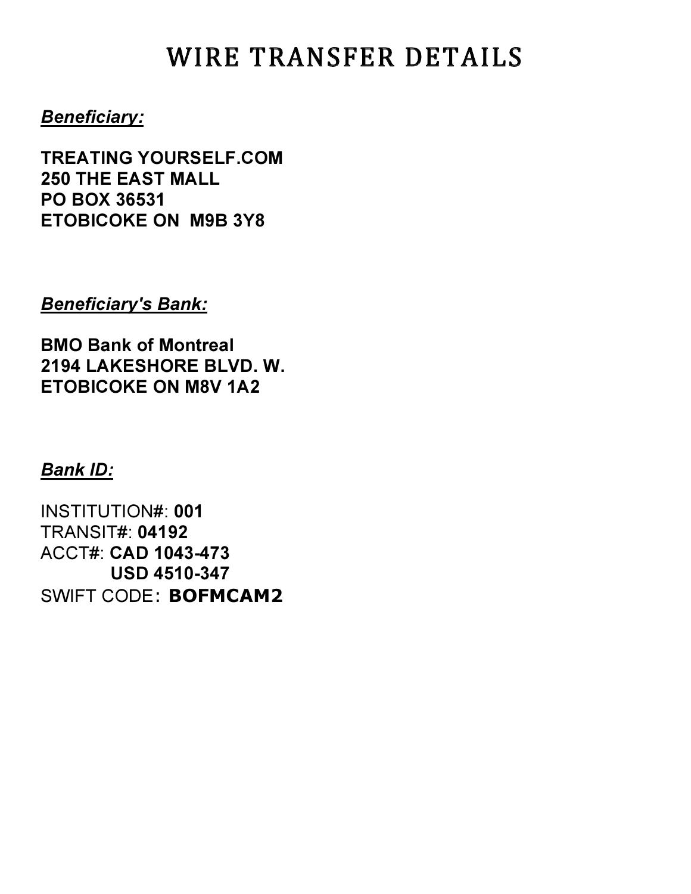# WIRE TRANSFER DETAILS

***Beneficiary:***

**TREATING YOURSELF.COM**
**250 THE EAST MALL**
**PO BOX 36531**
**ETOBICOKE ON  M9B 3Y8**

***Beneficiary's Bank:***

**BMO Bank of Montreal**
**2194 LAKESHORE BLVD. W.**
**ETOBICOKE ON M8V 1A2**

***Bank ID:***

INSTITUTION#: **001**
TRANSIT#: **04192**
ACCT#: **CAD 1043-473**
**USD 4510-347**
SWIFT CODE: **BOFMCAM2**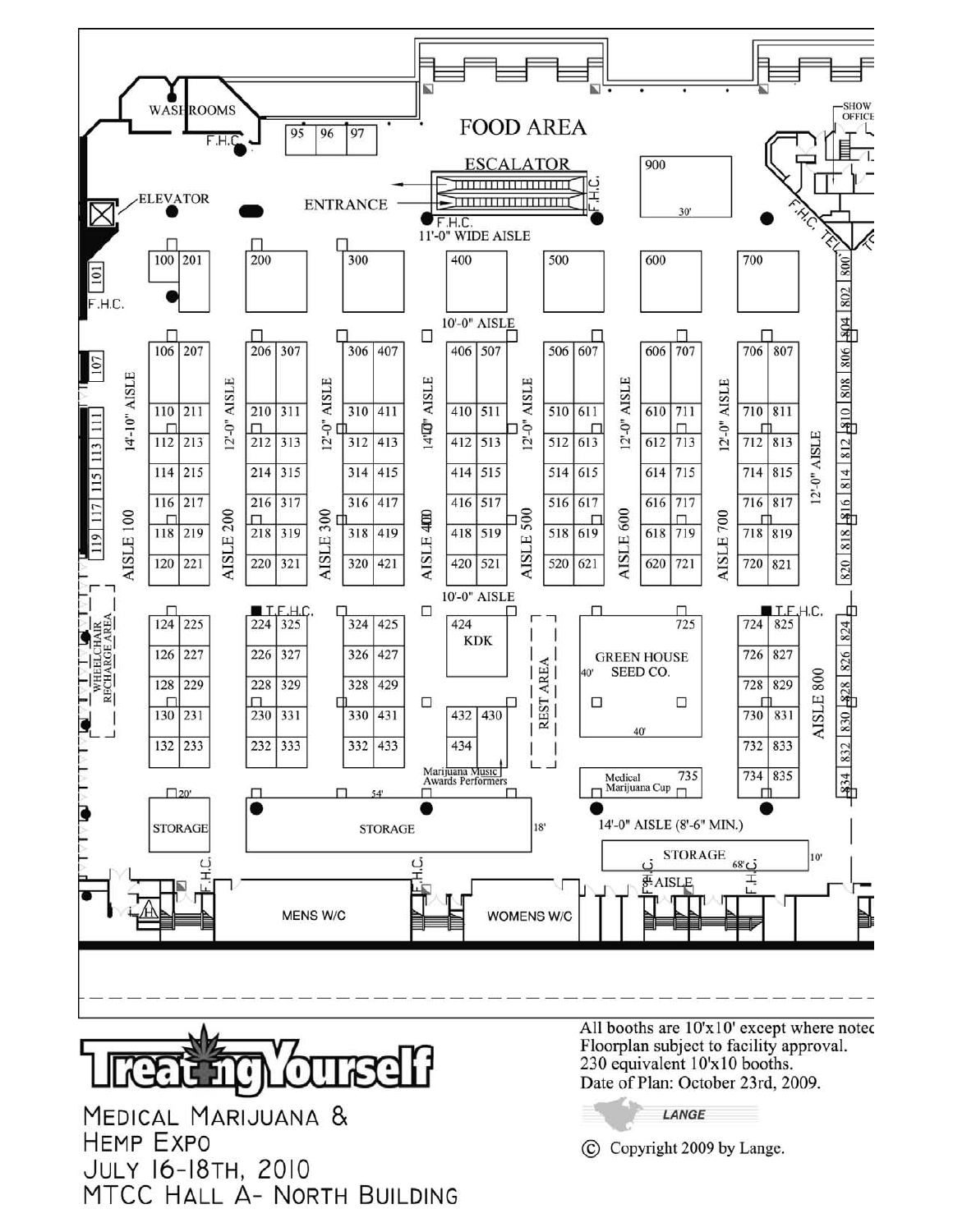FOOD AREA

ESCALATOR

ENTRANCE

ELEVATOR

WASHROOMS

SHOW OFFICE

11'-0" WIDE AISLE

10'-0" AISLE

14'-10" AISLE

12'-0" AISLE

AISLE 100

AISLE 200

AISLE 300

AISLE 400

AISLE 500

AISLE 600

AISLE 700

AISLE 800

KDK

REST AREA

GREEN HOUSE SEED CO.

Medical Marijuana Cup

Marijuana Music Awards Performers

WHEELCHAIR RECHARGE AREA

STORAGE

14'-0" AISLE (8'-6" MIN.)

MENS W/C

WOMENS W/C

**Treating Yourself**

MEDICAL MARIJUANA & HEMP EXPO

JULY 16-18TH, 2010

MTCC HALL A- NORTH BUILDING

All booths are 10'x10' except where noted
Floorplan subject to facility approval.
230 equivalent 10'x10 booths.
Date of Plan: October 23rd, 2009.

LANGE

© Copyright 2009 by Lange.